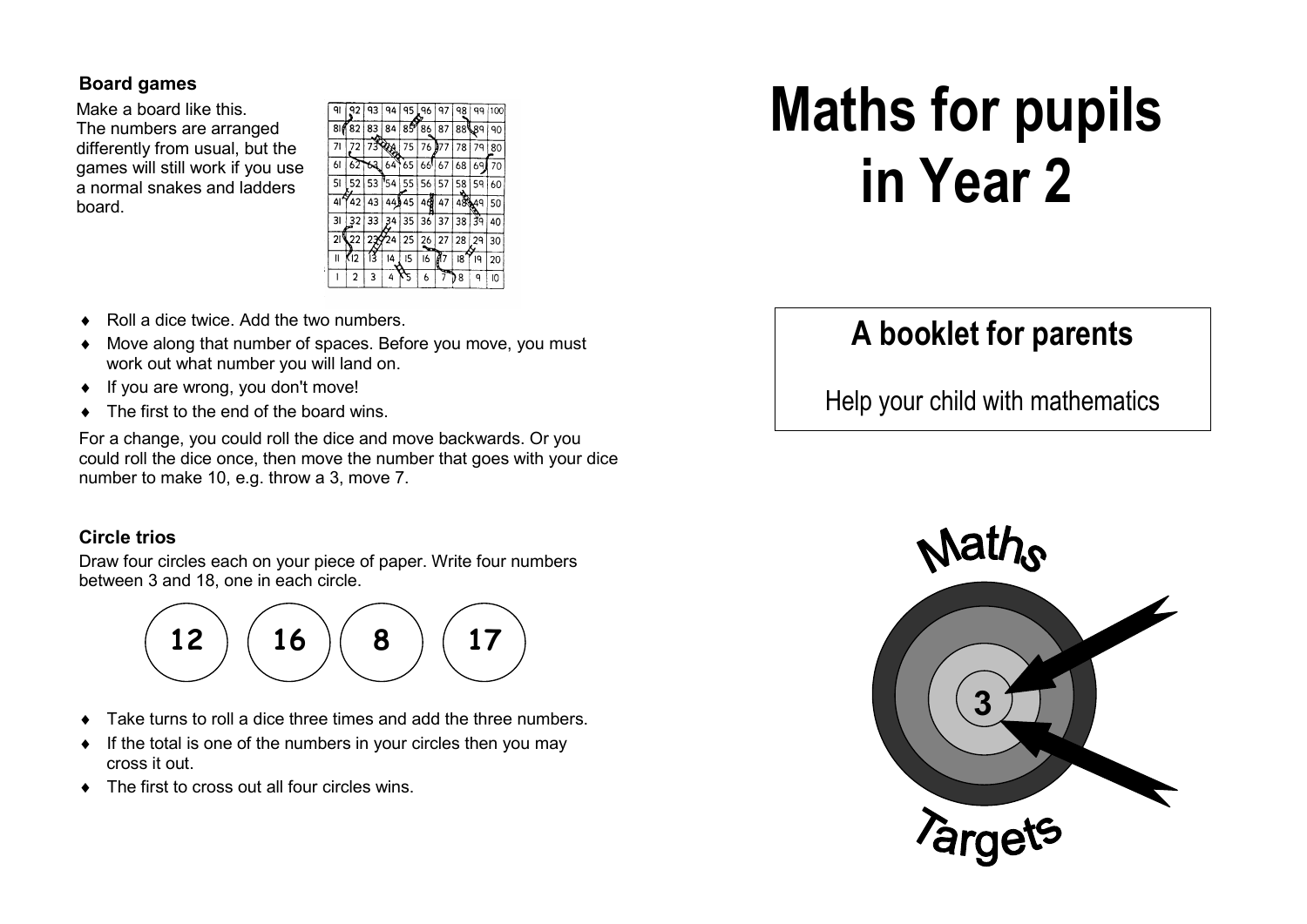### Board games

Make a board like this. The numbers are arranged differently from usual, but the games will still work if you use a normal snakes and ladders board.

| 91 | 92 | 93 | 94 | 95 | 96 | 97 | 98 | 99 | 100 |
|---|---|---|---|---|---|---|---|---|---|
| 81 | 82 | 83 | 84 | 85 | 86 | 87 | 88 | 89 | 90 |
| 71 | 72 | 73 | 74 | 75 | 76 | 77 | 78 | 79 | 80 |
| 61 | 62 | 63 | 64 | 65 | 66 | 67 | 68 | 69 | 70 |
| 51 | 52 | 53 | 54 | 55 | 56 | 57 | 58 | 59 | 60 |
| 41 | 42 | 43 | 44 | 45 | 46 | 47 | 48 | 49 | 50 |
| 31 | 32 | 33 | 34 | 35 | 36 | 37 | 38 | 39 | 40 |
| 21 | 22 | 23 | 24 | 25 | 26 | 27 | 28 | 29 | 30 |
| 11 | 12 | 13 | 14 | 15 | 16 | 17 | 18 | 19 | 20 |
| 1 | 2 | 3 | 4 | 5 | 6 | 7 | 8 | 9 | 10 |

- Roll a dice twice. Add the two numbers.
- Move along that number of spaces. Before you move, you must work out what number you will land on.
- If you are wrong, you don't move!
- The first to the end of the board wins.

For a change, you could roll the dice and move backwards. Or you could roll the dice once, then move the number that goes with your dice number to make 10, e.g. throw a 3, move 7.

### Circle trios

Draw four circles each on your piece of paper. Write four numbers between 3 and 18, one in each circle.

**12** **16** **8** **17**

- Take turns to roll a dice three times and add the three numbers.
- If the total is one of the numbers in your circles then you may cross it out.
- The first to cross out all four circles wins.

# Maths for pupils in Year 2

## A booklet for parents

Help your child with mathematics

Maths Targets

3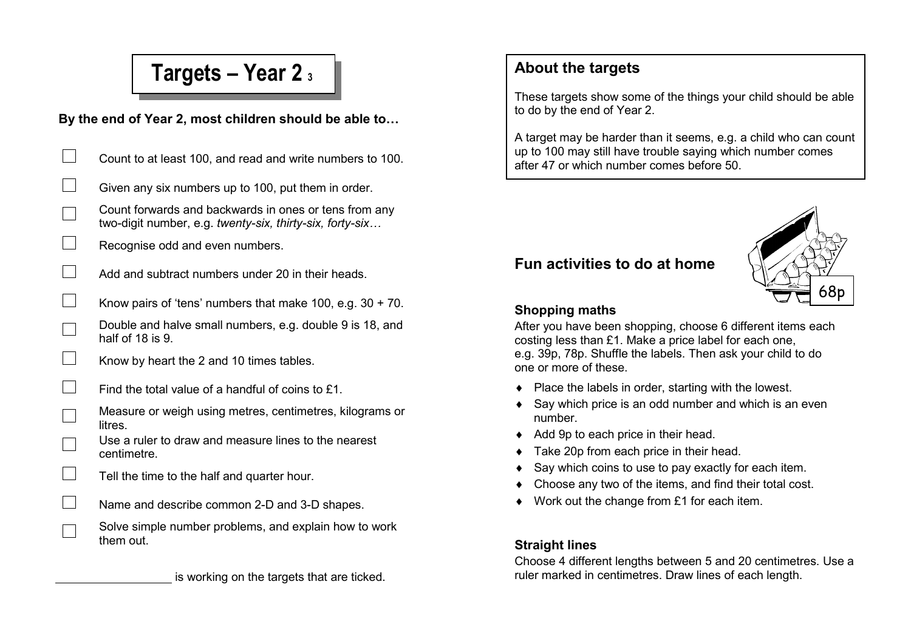# Targets – Year 2 3

**By the end of Year 2, most children should be able to…**

- ☐ Count to at least 100, and read and write numbers to 100.
- ☐ Given any six numbers up to 100, put them in order.
- ☐ Count forwards and backwards in ones or tens from any two-digit number, e.g. *twenty-six, thirty-six, forty-six…*
- ☐ Recognise odd and even numbers.
- ☐ Add and subtract numbers under 20 in their heads.
- ☐ Know pairs of 'tens' numbers that make 100, e.g. 30 + 70.
- ☐ Double and halve small numbers, e.g. double 9 is 18, and half of 18 is 9.
- ☐ Know by heart the 2 and 10 times tables.
- ☐ Find the total value of a handful of coins to £1.
- ☐ Measure or weigh using metres, centimetres, kilograms or litres.
- ☐ Use a ruler to draw and measure lines to the nearest centimetre.
- ☐ Tell the time to the half and quarter hour.
- ☐ Name and describe common 2-D and 3-D shapes.
- ☐ Solve simple number problems, and explain how to work them out.

__________________ is working on the targets that are ticked.

## About the targets

These targets show some of the things your child should be able to do by the end of Year 2.

A target may be harder than it seems, e.g. a child who can count up to 100 may still have trouble saying which number comes after 47 or which number comes before 50.

## Fun activities to do at home

68p

### Shopping maths

After you have been shopping, choose 6 different items each costing less than £1. Make a price label for each one, e.g. 39p, 78p. Shuffle the labels. Then ask your child to do one or more of these.

- Place the labels in order, starting with the lowest.
- Say which price is an odd number and which is an even number.
- Add 9p to each price in their head.
- Take 20p from each price in their head.
- Say which coins to use to pay exactly for each item.
- Choose any two of the items, and find their total cost.
- Work out the change from £1 for each item.

### Straight lines

Choose 4 different lengths between 5 and 20 centimetres. Use a ruler marked in centimetres. Draw lines of each length.